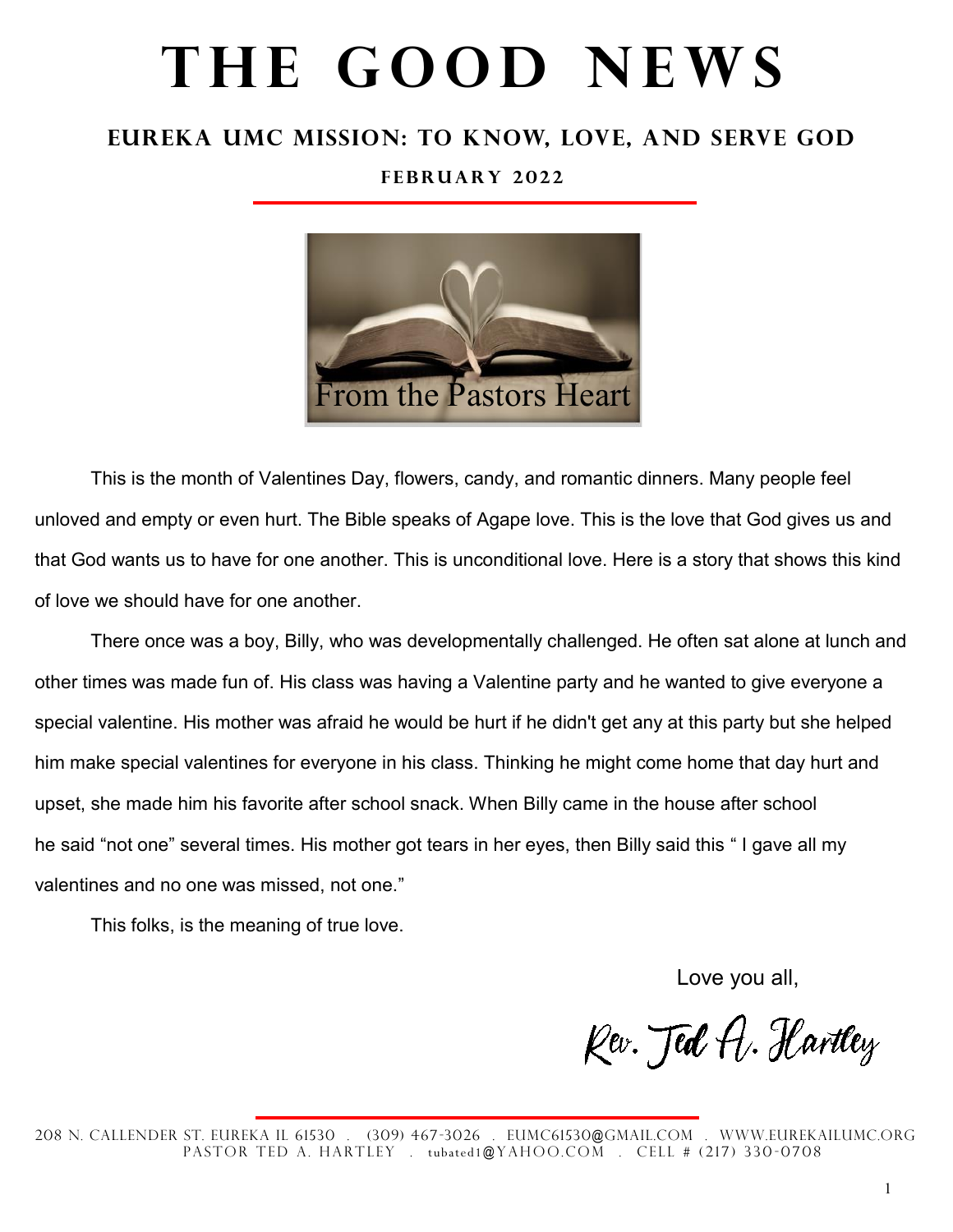# THE GOOD NEWS

## EUREKA UMC MISSION: TO KNOW, LOVE, AND SERVE GOD

### FEBRUARY 2022

From the Pastors Heart

This is the month of Valentines Day, flowers, candy, and romantic dinners. Many people feel unloved and empty or even hurt. The Bible speaks of Agape love. This is the love that God gives us and that God wants us to have for one another. This is unconditional love. Here is a story that shows this kind of love we should have for one another.

There once was a boy, Billy, who was developmentally challenged. He often sat alone at lunch and other times was made fun of. His class was having a Valentine party and he wanted to give everyone a special valentine. His mother was afraid he would be hurt if he didn't get any at this party but she helped him make special valentines for everyone in his class. Thinking he might come home that day hurt and upset, she made him his favorite after school snack. When Billy came in the house after school he said "not one" several times. His mother got tears in her eyes, then Billy said this " I gave all my valentines and no one was missed, not one."

This folks, is the meaning of true love.

Love you all,

Rev. Ted A. Hartley

208 N. CALLENDER ST. EUREKA IL 61530 . (309) 467-3026 . EUMC61530@GMAIL.COM . WWW.EUREKAILUMC.ORG
PASTOR TED A. HARTLEY . tubated1@YAHOO.COM . CELL # (217) 330-0708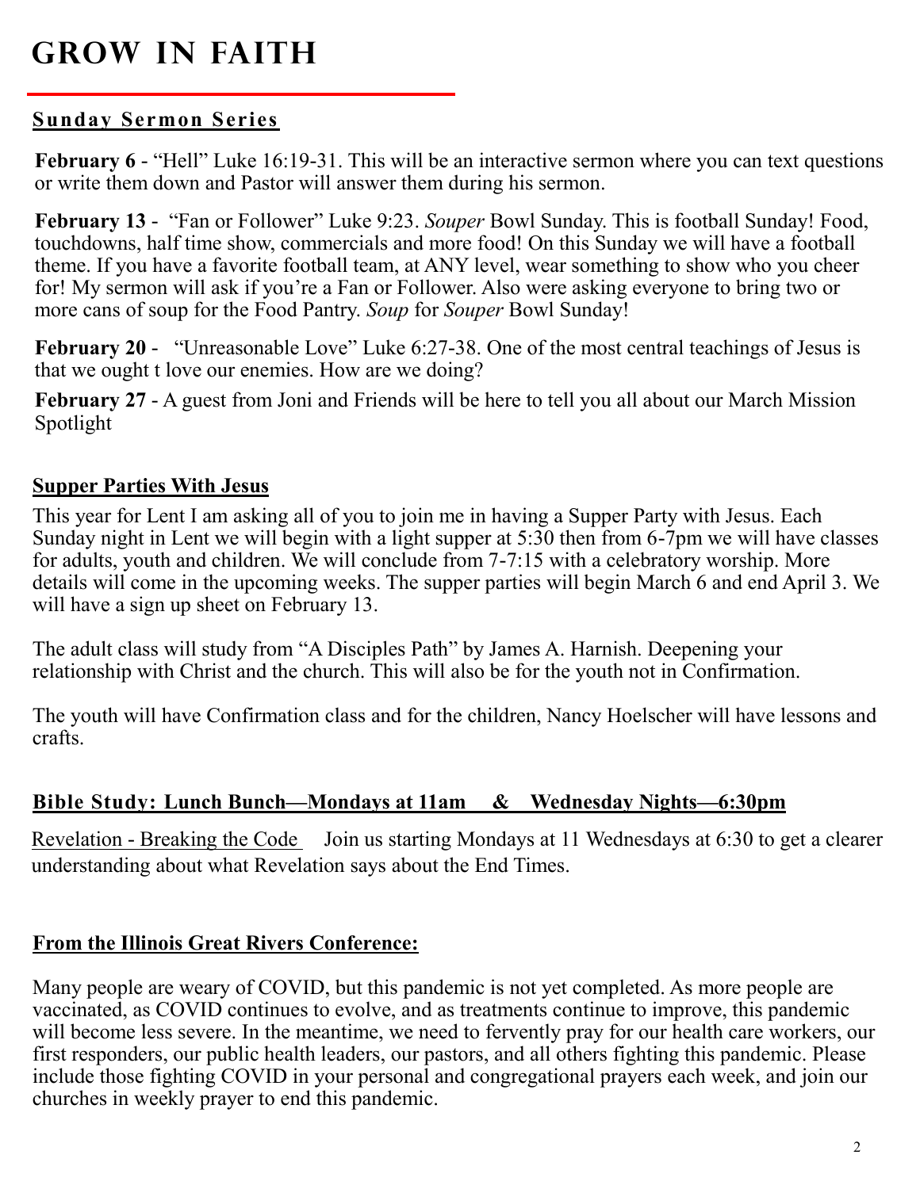# GROW IN FAITH

## Sunday Sermon Series

**February 6** - "Hell" Luke 16:19-31. This will be an interactive sermon where you can text questions or write them down and Pastor will answer them during his sermon.

**February 13** - "Fan or Follower" Luke 9:23. *Souper* Bowl Sunday. This is football Sunday! Food, touchdowns, half time show, commercials and more food! On this Sunday we will have a football theme. If you have a favorite football team, at ANY level, wear something to show who you cheer for! My sermon will ask if you're a Fan or Follower. Also were asking everyone to bring two or more cans of soup for the Food Pantry. *Soup* for *Souper* Bowl Sunday!

**February 20** - "Unreasonable Love" Luke 6:27-38. One of the most central teachings of Jesus is that we ought t love our enemies. How are we doing?

**February 27** - A guest from Joni and Friends will be here to tell you all about our March Mission Spotlight

## Supper Parties With Jesus

This year for Lent I am asking all of you to join me in having a Supper Party with Jesus. Each Sunday night in Lent we will begin with a light supper at 5:30 then from 6-7pm we will have classes for adults, youth and children. We will conclude from 7-7:15 with a celebratory worship. More details will come in the upcoming weeks. The supper parties will begin March 6 and end April 3. We will have a sign up sheet on February 13.

The adult class will study from "A Disciples Path" by James A. Harnish. Deepening your relationship with Christ and the church. This will also be for the youth not in Confirmation.

The youth will have Confirmation class and for the children, Nancy Hoelscher will have lessons and crafts.

## Bible Study: Lunch Bunch—Mondays at 11am & Wednesday Nights—6:30pm

Revelation - Breaking the Code Join us starting Mondays at 11 Wednesdays at 6:30 to get a clearer understanding about what Revelation says about the End Times.

## From the Illinois Great Rivers Conference:

Many people are weary of COVID, but this pandemic is not yet completed. As more people are vaccinated, as COVID continues to evolve, and as treatments continue to improve, this pandemic will become less severe. In the meantime, we need to fervently pray for our health care workers, our first responders, our public health leaders, our pastors, and all others fighting this pandemic. Please include those fighting COVID in your personal and congregational prayers each week, and join our churches in weekly prayer to end this pandemic.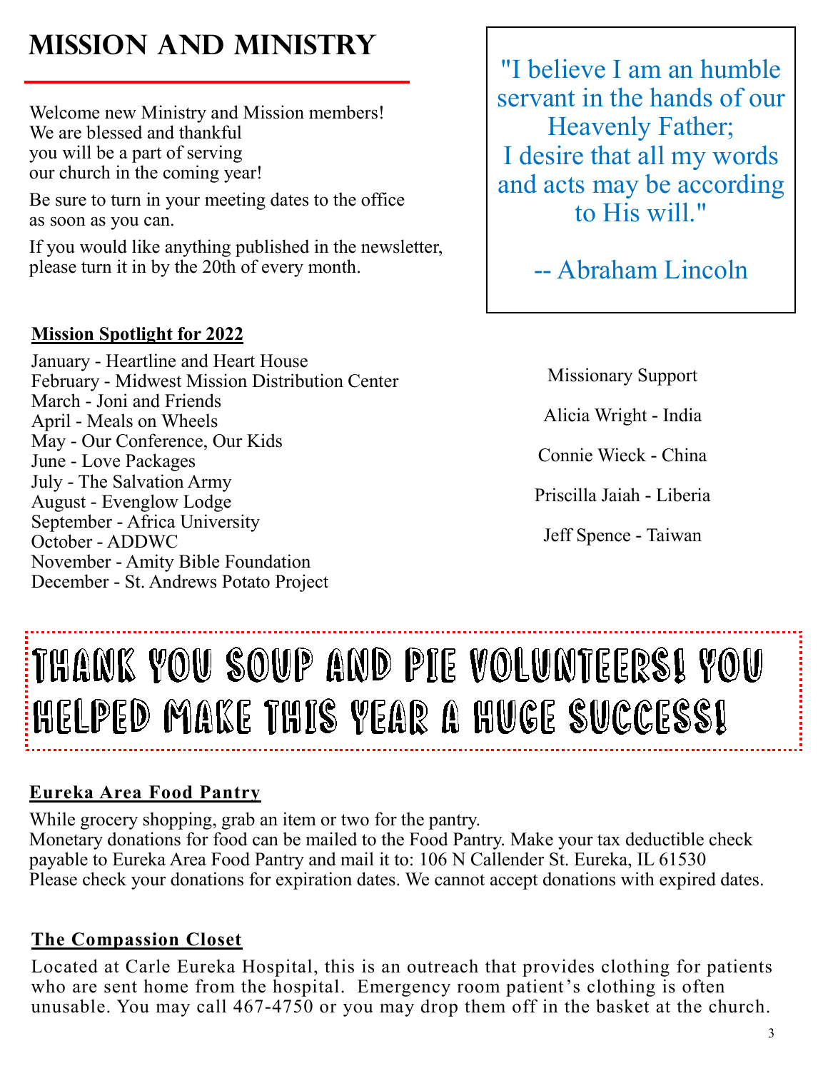# Mission and Ministry

Welcome new Ministry and Mission members!
We are blessed and thankful
you will be a part of serving
our church in the coming year!

Be sure to turn in your meeting dates to the office as soon as you can.

If you would like anything published in the newsletter, please turn it in by the 20th of every month.

> "I believe I am an humble servant in the hands of our Heavenly Father;
> I desire that all my words and acts may be according to His will."
>
> -- Abraham Lincoln

**Mission Spotlight for 2022**

January - Heartline and Heart House
February - Midwest Mission Distribution Center
March - Joni and Friends
April - Meals on Wheels
May - Our Conference, Our Kids
June - Love Packages
July - The Salvation Army
August - Evenglow Lodge
September - Africa University
October - ADDWC
November - Amity Bible Foundation
December - St. Andrews Potato Project

Missionary Support

Alicia Wright - India

Connie Wieck - China

Priscilla Jaiah - Liberia

Jeff Spence - Taiwan

## Thank you Soup and Pie Volunteers! You helped make this year a huge success!

**Eureka Area Food Pantry**

While grocery shopping, grab an item or two for the pantry.
Monetary donations for food can be mailed to the Food Pantry. Make your tax deductible check payable to Eureka Area Food Pantry and mail it to: 106 N Callender St. Eureka, IL 61530
Please check your donations for expiration dates. We cannot accept donations with expired dates.

**The Compassion Closet**

Located at Carle Eureka Hospital, this is an outreach that provides clothing for patients who are sent home from the hospital. Emergency room patient's clothing is often unusable. You may call 467-4750 or you may drop them off in the basket at the church.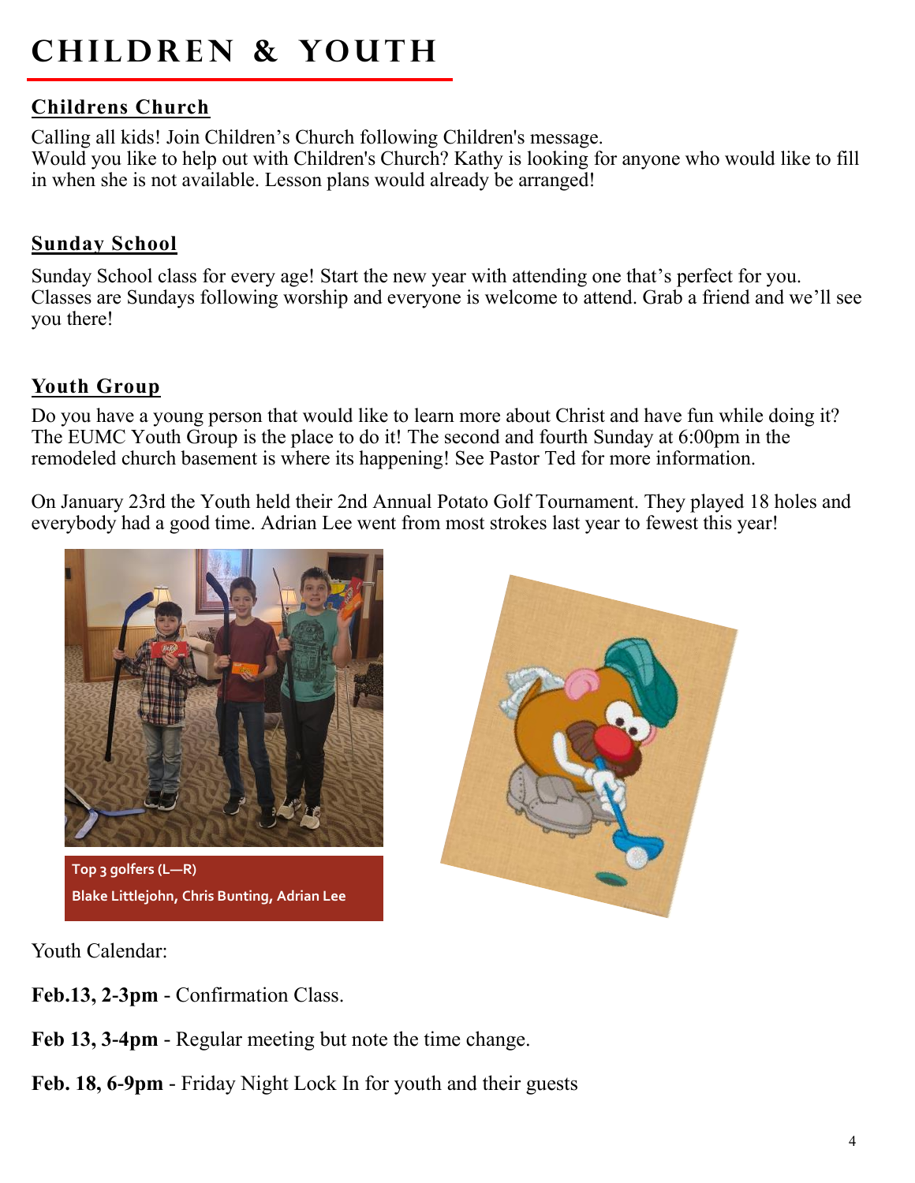# CHILDREN & YOUTH

## Childrens Church

Calling all kids! Join Children's Church following Children's message.
Would you like to help out with Children's Church? Kathy is looking for anyone who would like to fill in when she is not available. Lesson plans would already be arranged!

## Sunday School

Sunday School class for every age! Start the new year with attending one that's perfect for you. Classes are Sundays following worship and everyone is welcome to attend. Grab a friend and we'll see you there!

## Youth Group

Do you have a young person that would like to learn more about Christ and have fun while doing it? The EUMC Youth Group is the place to do it! The second and fourth Sunday at 6:00pm in the remodeled church basement is where its happening! See Pastor Ted for more information.

On January 23rd the Youth held their 2nd Annual Potato Golf Tournament. They played 18 holes and everybody had a good time. Adrian Lee went from most strokes last year to fewest this year!

Top 3 golfers (L—R)
Blake Littlejohn, Chris Bunting, Adrian Lee

Youth Calendar:

**Feb.13, 2-3pm** - Confirmation Class.

**Feb 13, 3-4pm** - Regular meeting but note the time change.

**Feb. 18, 6-9pm** - Friday Night Lock In for youth and their guests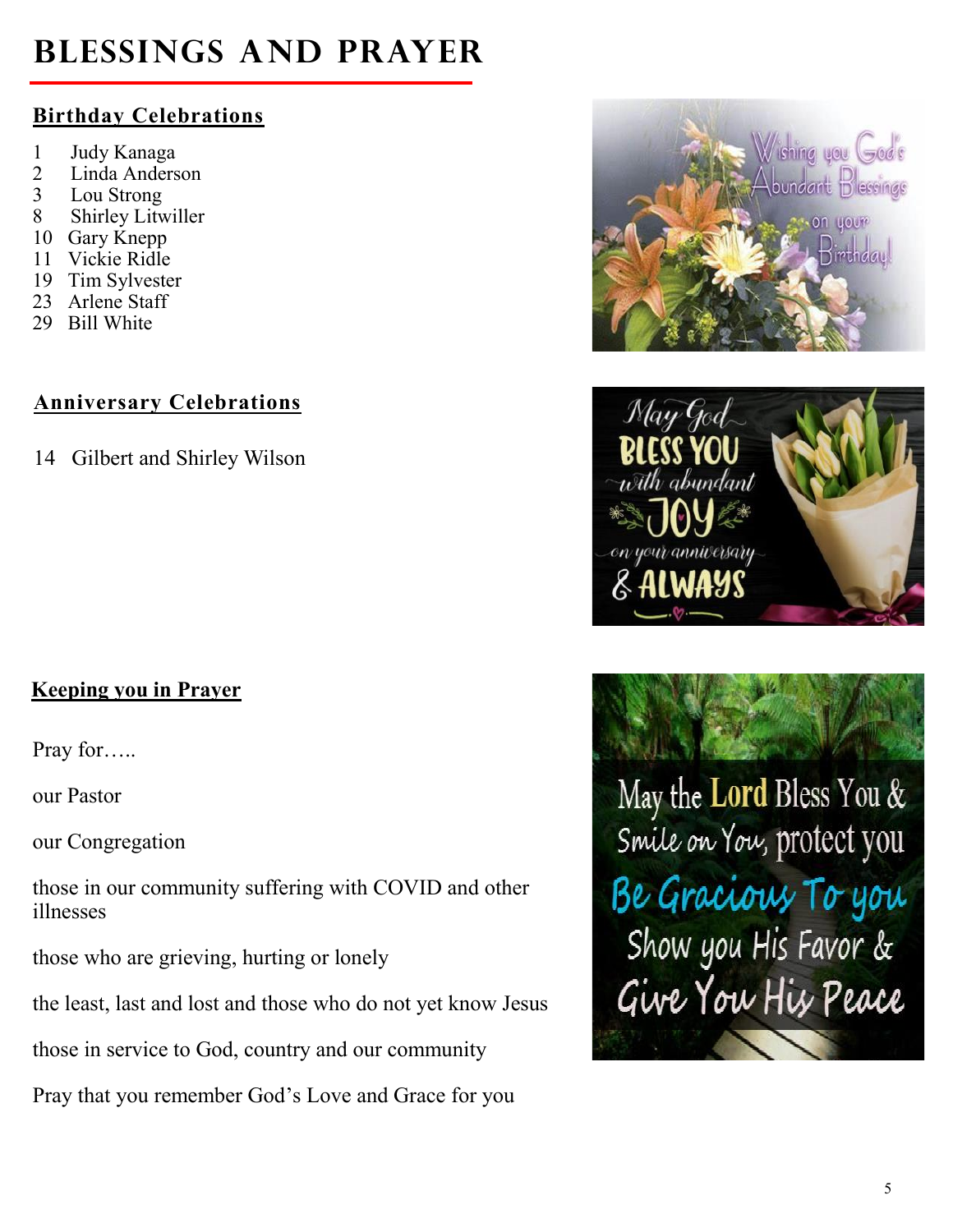# BLESSINGS AND PRAYER

## Birthday Celebrations

1 Judy Kanaga
2 Linda Anderson
3 Lou Strong
8 Shirley Litwiller
10 Gary Knepp
11 Vickie Ridle
19 Tim Sylvester
23 Arlene Staff
29 Bill White

## Anniversary Celebrations

14 Gilbert and Shirley Wilson

## Keeping you in Prayer

Pray for…..

our Pastor

our Congregation

those in our community suffering with COVID and other illnesses

those who are grieving, hurting or lonely

the least, last and lost and those who do not yet know Jesus

those in service to God, country and our community

Pray that you remember God's Love and Grace for you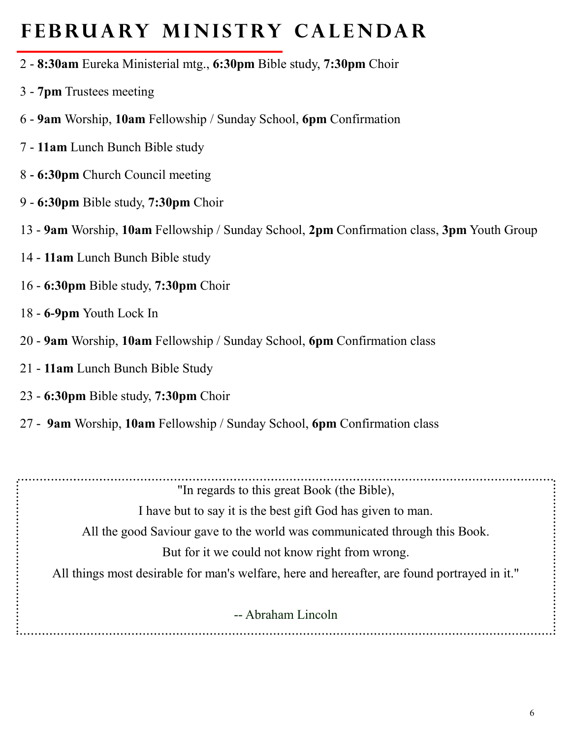# FEBRUARY MINISTRY CALENDAR

2 - **8:30am** Eureka Ministerial mtg., **6:30pm** Bible study, **7:30pm** Choir

3 - **7pm** Trustees meeting

6 - **9am** Worship, **10am** Fellowship / Sunday School, **6pm** Confirmation

7 - **11am** Lunch Bunch Bible study

8 - **6:30pm** Church Council meeting

9 - **6:30pm** Bible study, **7:30pm** Choir

13 - **9am** Worship, **10am** Fellowship / Sunday School, **2pm** Confirmation class, **3pm** Youth Group

14 - **11am** Lunch Bunch Bible study

16 - **6:30pm** Bible study, **7:30pm** Choir

18 - **6-9pm** Youth Lock In

20 - **9am** Worship, **10am** Fellowship / Sunday School, **6pm** Confirmation class

21 - **11am** Lunch Bunch Bible Study

23 - **6:30pm** Bible study, **7:30pm** Choir

27 - **9am** Worship, **10am** Fellowship / Sunday School, **6pm** Confirmation class

"In regards to this great Book (the Bible),
I have but to say it is the best gift God has given to man.
All the good Saviour gave to the world was communicated through this Book.
But for it we could not know right from wrong.
All things most desirable for man's welfare, here and hereafter, are found portrayed in it."

-- Abraham Lincoln